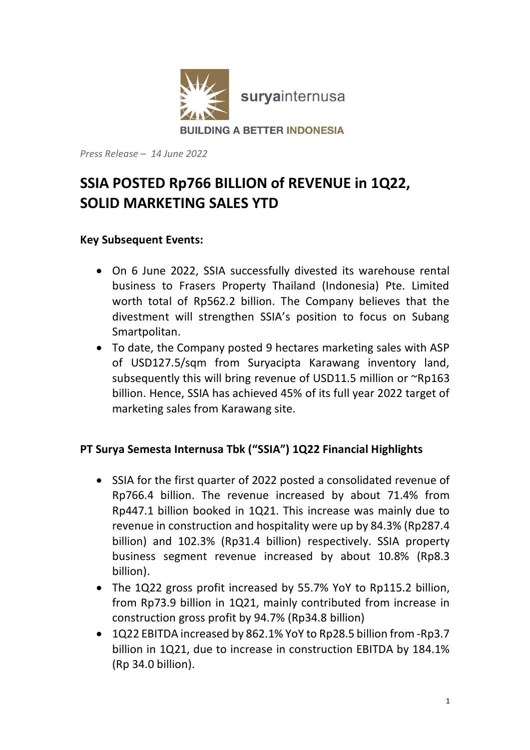suryainternusa

BUILDING A BETTER INDONESIA

*Press Release – 14 June 2022*

# SSIA POSTED Rp766 BILLION of REVENUE in 1Q22, SOLID MARKETING SALES YTD

**Key Subsequent Events:**

- On 6 June 2022, SSIA successfully divested its warehouse rental business to Frasers Property Thailand (Indonesia) Pte. Limited worth total of Rp562.2 billion. The Company believes that the divestment will strengthen SSIA's position to focus on Subang Smartpolitan.
- To date, the Company posted 9 hectares marketing sales with ASP of USD127.5/sqm from Suryacipta Karawang inventory land, subsequently this will bring revenue of USD11.5 million or ~Rp163 billion. Hence, SSIA has achieved 45% of its full year 2022 target of marketing sales from Karawang site.

**PT Surya Semesta Internusa Tbk ("SSIA") 1Q22 Financial Highlights**

- SSIA for the first quarter of 2022 posted a consolidated revenue of Rp766.4 billion. The revenue increased by about 71.4% from Rp447.1 billion booked in 1Q21. This increase was mainly due to revenue in construction and hospitality were up by 84.3% (Rp287.4 billion) and 102.3% (Rp31.4 billion) respectively. SSIA property business segment revenue increased by about 10.8% (Rp8.3 billion).
- The 1Q22 gross profit increased by 55.7% YoY to Rp115.2 billion, from Rp73.9 billion in 1Q21, mainly contributed from increase in construction gross profit by 94.7% (Rp34.8 billion)
- 1Q22 EBITDA increased by 862.1% YoY to Rp28.5 billion from -Rp3.7 billion in 1Q21, due to increase in construction EBITDA by 184.1% (Rp 34.0 billion).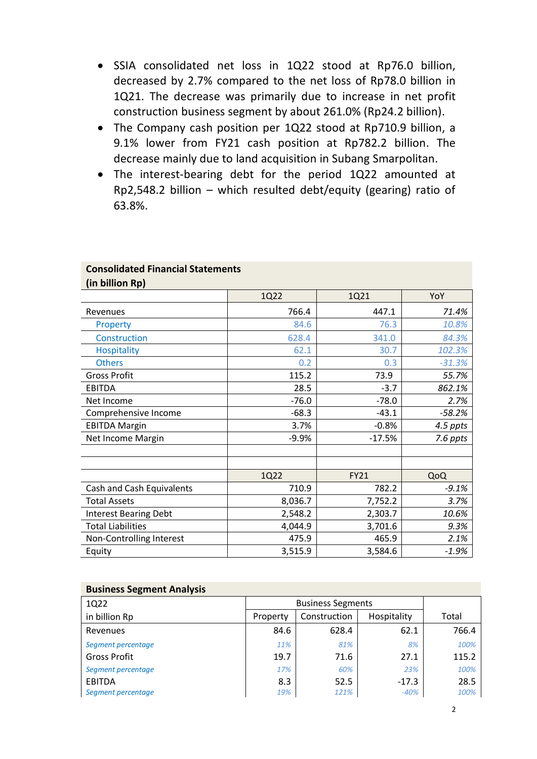- SSIA consolidated net loss in 1Q22 stood at Rp76.0 billion, decreased by 2.7% compared to the net loss of Rp78.0 billion in 1Q21. The decrease was primarily due to increase in net profit construction business segment by about 261.0% (Rp24.2 billion).
- The Company cash position per 1Q22 stood at Rp710.9 billion, a 9.1% lower from FY21 cash position at Rp782.2 billion. The decrease mainly due to land acquisition in Subang Smarpolitan.
- The interest-bearing debt for the period 1Q22 amounted at Rp2,548.2 billion – which resulted debt/equity (gearing) ratio of 63.8%.

**Consolidated Financial Statements (in billion Rp)**

| | 1Q22 | 1Q21 | YoY |
|---|---|---|---|
| Revenues | 766.4 | 447.1 | *71.4%* |
| Property | 84.6 | 76.3 | *10.8%* |
| Construction | 628.4 | 341.0 | *84.3%* |
| Hospitality | 62.1 | 30.7 | *102.3%* |
| Others | 0.2 | 0.3 | *-31.3%* |
| Gross Profit | 115.2 | 73.9 | *55.7%* |
| EBITDA | 28.5 | -3.7 | *862.1%* |
| Net Income | -76.0 | -78.0 | *2.7%* |
| Comprehensive Income | -68.3 | -43.1 | *-58.2%* |
| EBITDA Margin | 3.7% | -0.8% | *4.5 ppts* |
| Net Income Margin | -9.9% | -17.5% | *7.6 ppts* |
| | | | |
| | | | |
| | 1Q22 | FY21 | QoQ |
| Cash and Cash Equivalents | 710.9 | 782.2 | *-9.1%* |
| Total Assets | 8,036.7 | 7,752.2 | *3.7%* |
| Interest Bearing Debt | 2,548.2 | 2,303.7 | *10.6%* |
| Total Liabilities | 4,044.9 | 3,701.6 | *9.3%* |
| Non-Controlling Interest | 475.9 | 465.9 | *2.1%* |
| Equity | 3,515.9 | 3,584.6 | *-1.9%* |

**Business Segment Analysis**

| 1Q22 | Business Segments | | | |
|---|---|---|---|---|
| in billion Rp | Property | Construction | Hospitality | Total |
| Revenues | 84.6 | 628.4 | 62.1 | 766.4 |
| *Segment percentage* | *11%* | *81%* | *8%* | *100%* |
| Gross Profit | 19.7 | 71.6 | 27.1 | 115.2 |
| *Segment percentage* | *17%* | *60%* | *23%* | *100%* |
| EBITDA | 8.3 | 52.5 | -17.3 | 28.5 |
| *Segment percentage* | *19%* | *121%* | *-40%* | *100%* |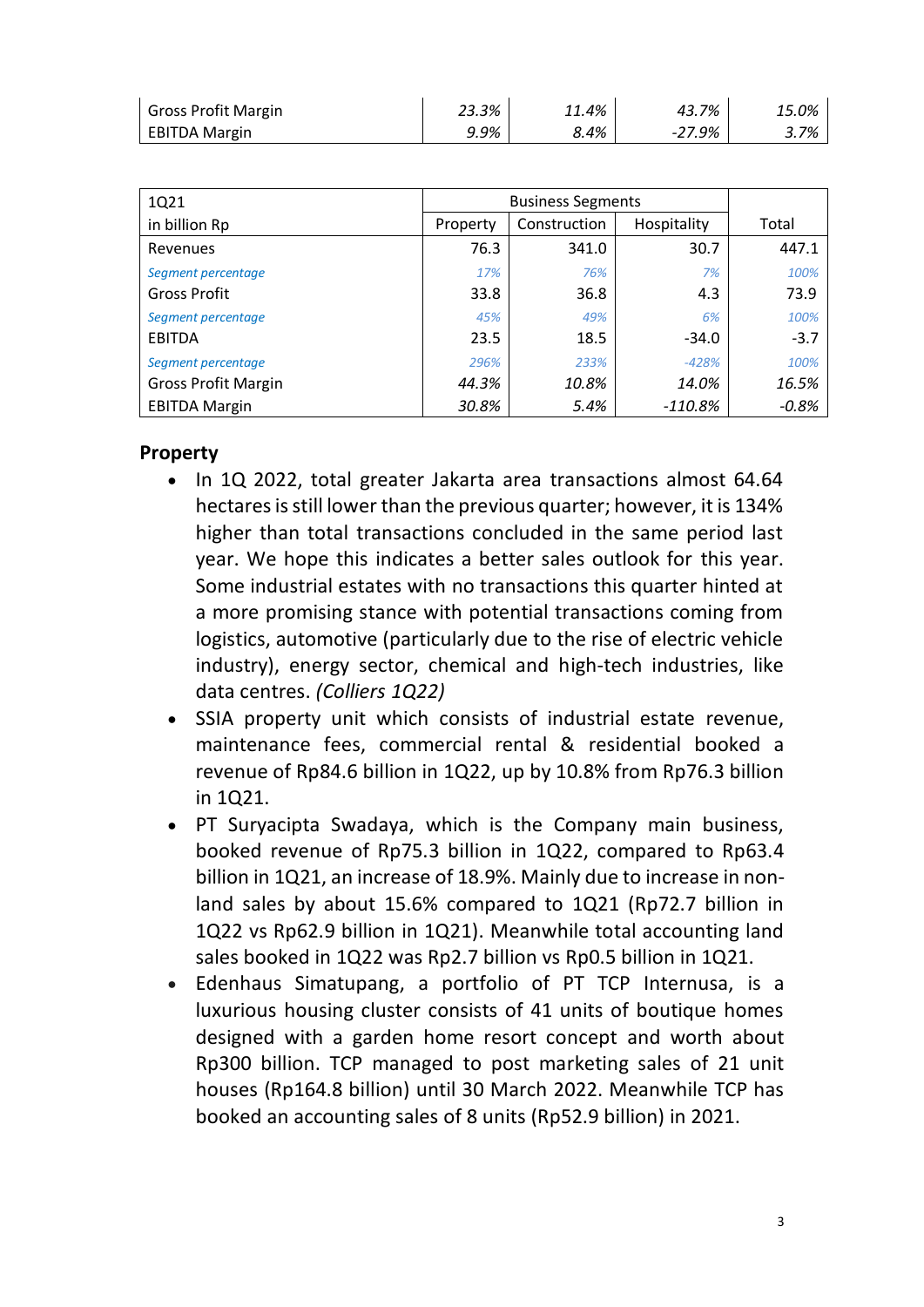| | | | | |
|---|---|---|---|---|
| Gross Profit Margin | *23.3%* | *11.4%* | *43.7%* | *15.0%* |
| EBITDA Margin | *9.9%* | *8.4%* | *-27.9%* | *3.7%* |

| 1Q21 | Business Segments | | | |
|---|---|---|---|---|
| in billion Rp | Property | Construction | Hospitality | Total |
| Revenues | 76.3 | 341.0 | 30.7 | 447.1 |
| *Segment percentage* | *17%* | *76%* | *7%* | *100%* |
| Gross Profit | 33.8 | 36.8 | 4.3 | 73.9 |
| *Segment percentage* | *45%* | *49%* | *6%* | *100%* |
| EBITDA | 23.5 | 18.5 | -34.0 | -3.7 |
| *Segment percentage* | *296%* | *233%* | *-428%* | *100%* |
| Gross Profit Margin | *44.3%* | *10.8%* | *14.0%* | *16.5%* |
| EBITDA Margin | *30.8%* | *5.4%* | *-110.8%* | *-0.8%* |

## Property

- In 1Q 2022, total greater Jakarta area transactions almost 64.64 hectares is still lower than the previous quarter; however, it is 134% higher than total transactions concluded in the same period last year. We hope this indicates a better sales outlook for this year. Some industrial estates with no transactions this quarter hinted at a more promising stance with potential transactions coming from logistics, automotive (particularly due to the rise of electric vehicle industry), energy sector, chemical and high-tech industries, like data centres. *(Colliers 1Q22)*
- SSIA property unit which consists of industrial estate revenue, maintenance fees, commercial rental & residential booked a revenue of Rp84.6 billion in 1Q22, up by 10.8% from Rp76.3 billion in 1Q21.
- PT Suryacipta Swadaya, which is the Company main business, booked revenue of Rp75.3 billion in 1Q22, compared to Rp63.4 billion in 1Q21, an increase of 18.9%. Mainly due to increase in non-land sales by about 15.6% compared to 1Q21 (Rp72.7 billion in 1Q22 vs Rp62.9 billion in 1Q21). Meanwhile total accounting land sales booked in 1Q22 was Rp2.7 billion vs Rp0.5 billion in 1Q21.
- Edenhaus Simatupang, a portfolio of PT TCP Internusa, is a luxurious housing cluster consists of 41 units of boutique homes designed with a garden home resort concept and worth about Rp300 billion. TCP managed to post marketing sales of 21 unit houses (Rp164.8 billion) until 30 March 2022. Meanwhile TCP has booked an accounting sales of 8 units (Rp52.9 billion) in 2021.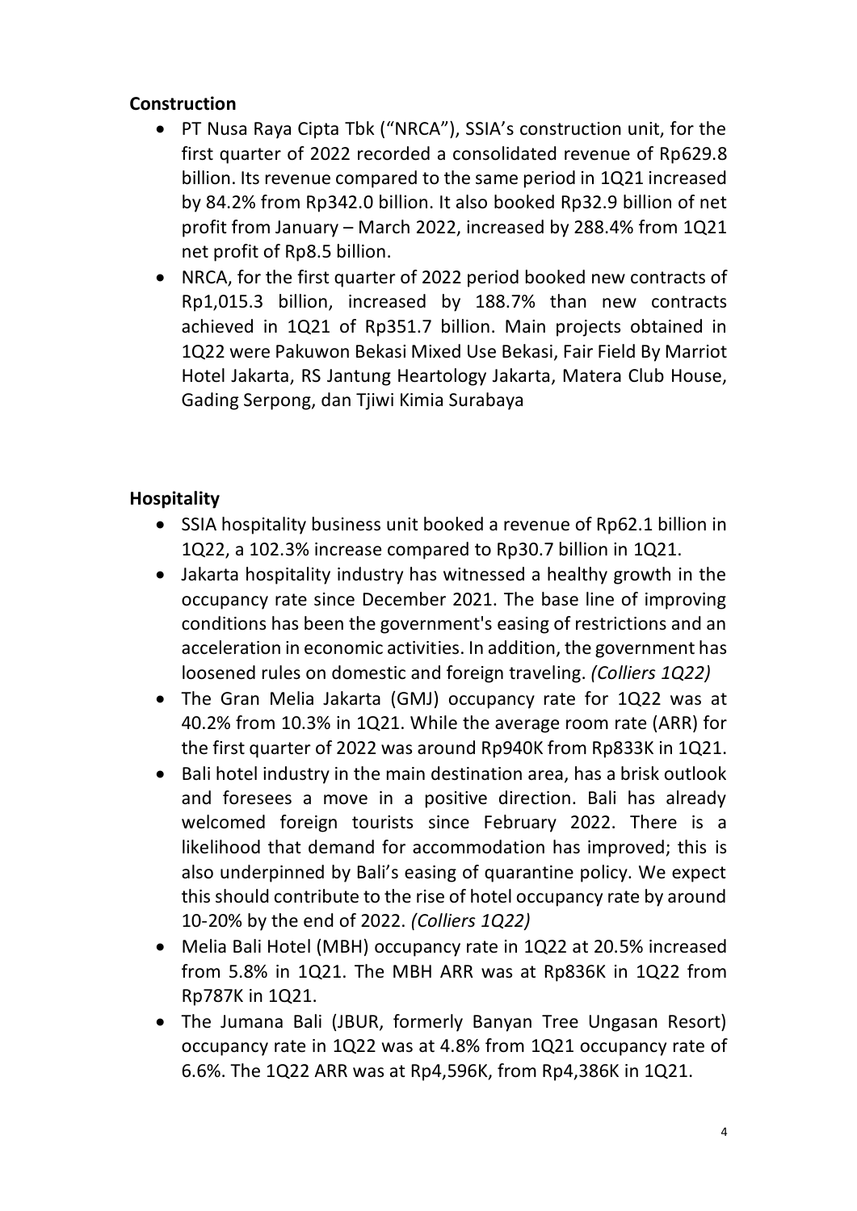**Construction**

- PT Nusa Raya Cipta Tbk ("NRCA"), SSIA's construction unit, for the first quarter of 2022 recorded a consolidated revenue of Rp629.8 billion. Its revenue compared to the same period in 1Q21 increased by 84.2% from Rp342.0 billion. It also booked Rp32.9 billion of net profit from January – March 2022, increased by 288.4% from 1Q21 net profit of Rp8.5 billion.
- NRCA, for the first quarter of 2022 period booked new contracts of Rp1,015.3 billion, increased by 188.7% than new contracts achieved in 1Q21 of Rp351.7 billion. Main projects obtained in 1Q22 were Pakuwon Bekasi Mixed Use Bekasi, Fair Field By Marriot Hotel Jakarta, RS Jantung Heartology Jakarta, Matera Club House, Gading Serpong, dan Tjiwi Kimia Surabaya

**Hospitality**

- SSIA hospitality business unit booked a revenue of Rp62.1 billion in 1Q22, a 102.3% increase compared to Rp30.7 billion in 1Q21.
- Jakarta hospitality industry has witnessed a healthy growth in the occupancy rate since December 2021. The base line of improving conditions has been the government's easing of restrictions and an acceleration in economic activities. In addition, the government has loosened rules on domestic and foreign traveling. *(Colliers 1Q22)*
- The Gran Melia Jakarta (GMJ) occupancy rate for 1Q22 was at 40.2% from 10.3% in 1Q21. While the average room rate (ARR) for the first quarter of 2022 was around Rp940K from Rp833K in 1Q21.
- Bali hotel industry in the main destination area, has a brisk outlook and foresees a move in a positive direction. Bali has already welcomed foreign tourists since February 2022. There is a likelihood that demand for accommodation has improved; this is also underpinned by Bali's easing of quarantine policy. We expect this should contribute to the rise of hotel occupancy rate by around 10-20% by the end of 2022. *(Colliers 1Q22)*
- Melia Bali Hotel (MBH) occupancy rate in 1Q22 at 20.5% increased from 5.8% in 1Q21. The MBH ARR was at Rp836K in 1Q22 from Rp787K in 1Q21.
- The Jumana Bali (JBUR, formerly Banyan Tree Ungasan Resort) occupancy rate in 1Q22 was at 4.8% from 1Q21 occupancy rate of 6.6%. The 1Q22 ARR was at Rp4,596K, from Rp4,386K in 1Q21.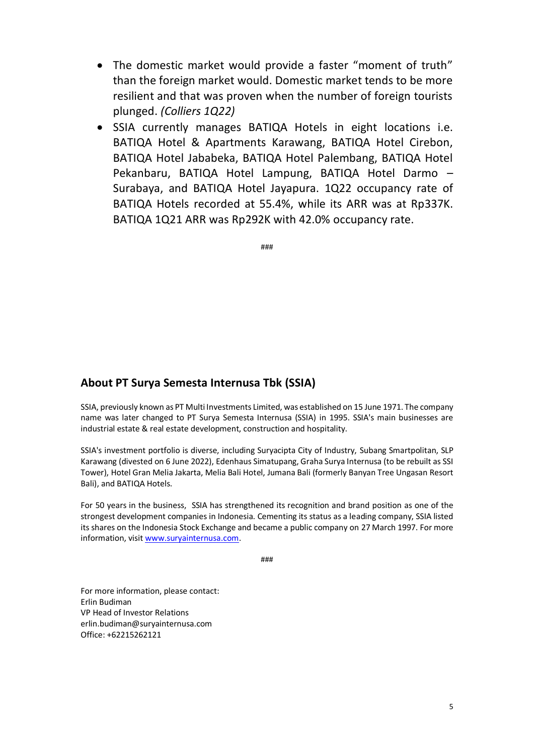- The domestic market would provide a faster "moment of truth" than the foreign market would. Domestic market tends to be more resilient and that was proven when the number of foreign tourists plunged. *(Colliers 1Q22)*
- SSIA currently manages BATIQA Hotels in eight locations i.e. BATIQA Hotel & Apartments Karawang, BATIQA Hotel Cirebon, BATIQA Hotel Jababeka, BATIQA Hotel Palembang, BATIQA Hotel Pekanbaru, BATIQA Hotel Lampung, BATIQA Hotel Darmo – Surabaya, and BATIQA Hotel Jayapura. 1Q22 occupancy rate of BATIQA Hotels recorded at 55.4%, while its ARR was at Rp337K. BATIQA 1Q21 ARR was Rp292K with 42.0% occupancy rate.

###

## About PT Surya Semesta Internusa Tbk (SSIA)

SSIA, previously known as PT Multi Investments Limited, was established on 15 June 1971. The company name was later changed to PT Surya Semesta Internusa (SSIA) in 1995. SSIA's main businesses are industrial estate & real estate development, construction and hospitality.

SSIA's investment portfolio is diverse, including Suryacipta City of Industry, Subang Smartpolitan, SLP Karawang (divested on 6 June 2022), Edenhaus Simatupang, Graha Surya Internusa (to be rebuilt as SSI Tower), Hotel Gran Melia Jakarta, Melia Bali Hotel, Jumana Bali (formerly Banyan Tree Ungasan Resort Bali), and BATIQA Hotels.

For 50 years in the business, SSIA has strengthened its recognition and brand position as one of the strongest development companies in Indonesia. Cementing its status as a leading company, SSIA listed its shares on the Indonesia Stock Exchange and became a public company on 27 March 1997. For more information, visit [www.suryainternusa.com](www.suryainternusa.com).

###

For more information, please contact:
Erlin Budiman
VP Head of Investor Relations
erlin.budiman@suryainternusa.com
Office: +62215262121